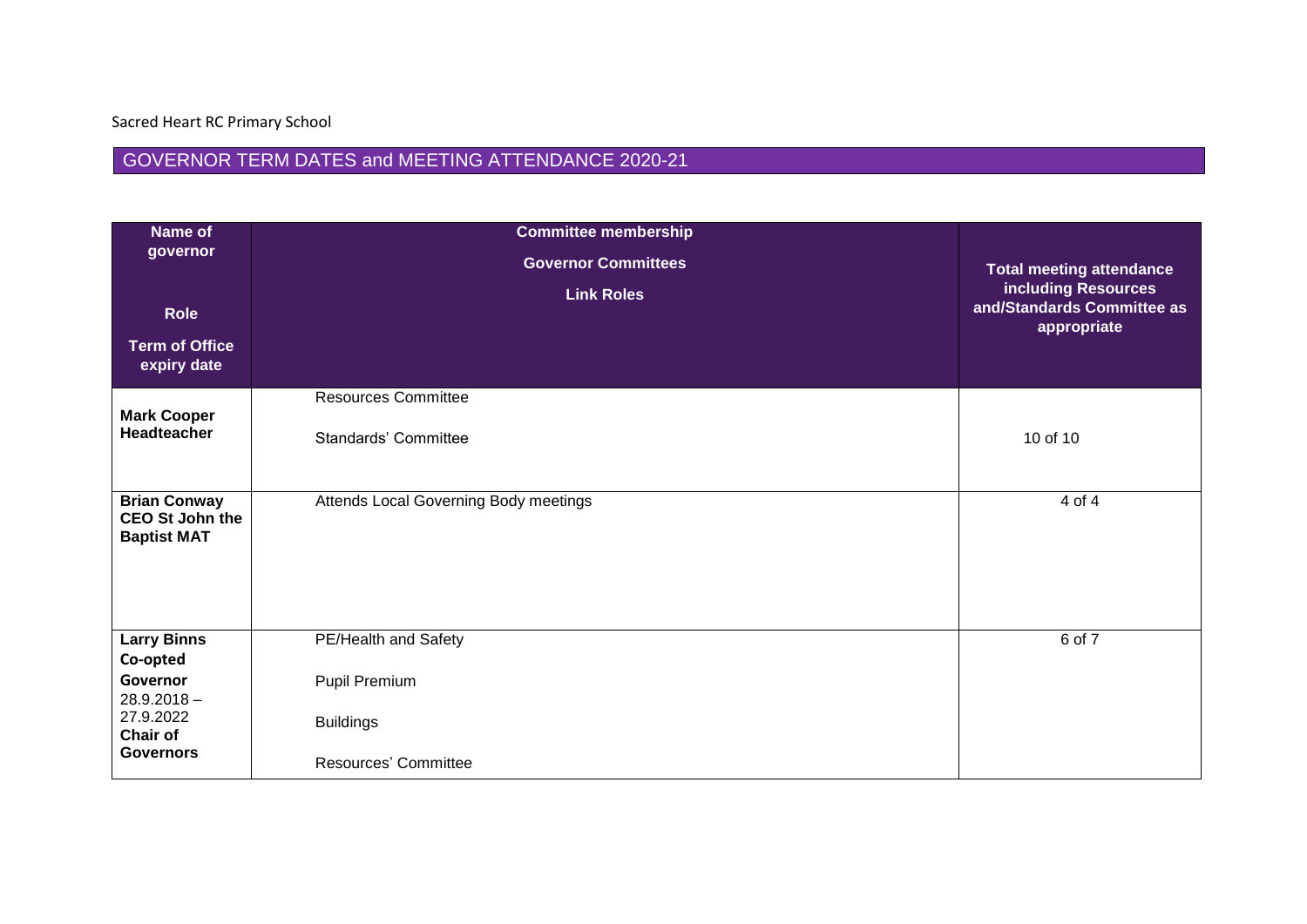Sacred Heart RC Primary School

## GOVERNOR TERM DATES and MEETING ATTENDANCE 2020-21

| Name of governor<br><br>Role<br><br>Term of Office expiry date | Committee membership<br><br>Governor Committees<br><br>Link Roles | Total meeting attendance including Resources and/Standards Committee as appropriate |
|---|---|---|
| **Mark Cooper Headteacher** | Resources Committee<br><br>Standards' Committee | 10 of 10 |
| **Brian Conway CEO St John the Baptist MAT** | Attends Local Governing Body meetings | 4 of 4 |
| **Larry Binns Co-opted Governor** 28.9.2018 – 27.9.2022 **Chair of Governors** | PE/Health and Safety<br><br>Pupil Premium<br><br>Buildings<br><br>Resources' Committee | 6 of 7 |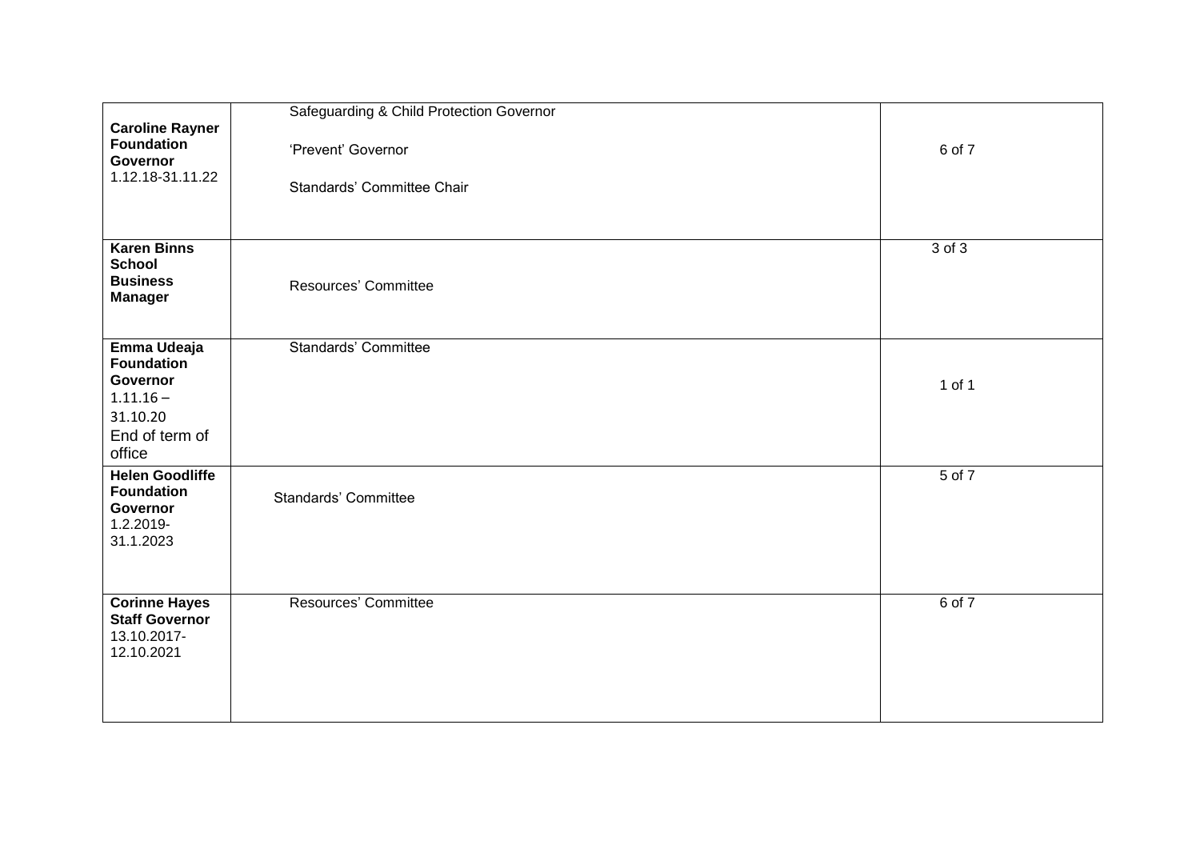| | | |
|---|---|---|
| **Caroline Rayner Foundation Governor** 1.12.18-31.11.22 | Safeguarding & Child Protection Governor<br><br>'Prevent' Governor<br><br>Standards' Committee Chair | 6 of 7 |
| **Karen Binns School Business Manager** | Resources' Committee | 3 of 3 |
| **Emma Udeaja Foundation Governor** 1.11.16 – 31.10.20 End of term of office | Standards' Committee | 1 of 1 |
| **Helen Goodliffe Foundation Governor** 1.2.2019-31.1.2023 | Standards' Committee | 5 of 7 |
| **Corinne Hayes Staff Governor** 13.10.2017-12.10.2021 | Resources' Committee | 6 of 7 |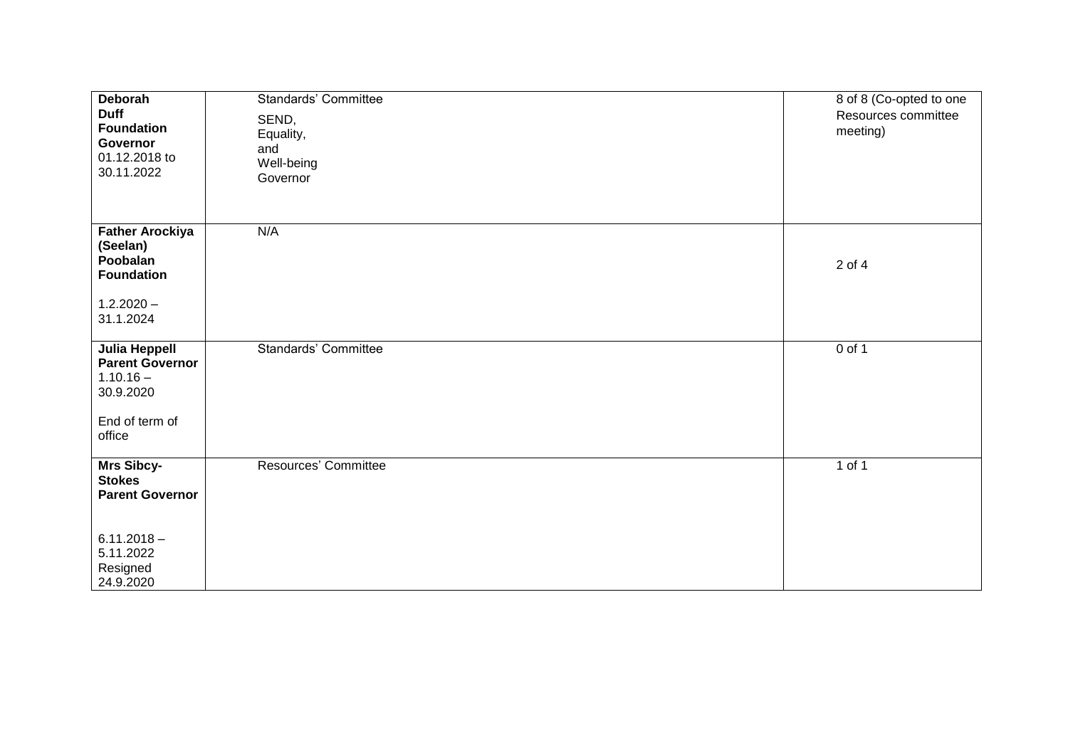| | | |
|---|---|---|
| **Deborah Duff Foundation Governor** 01.12.2018 to 30.11.2022 | Standards' Committee<br>SEND, Equality, and Well-being Governor | 8 of 8 (Co-opted to one Resources committee meeting) |
| **Father Arockiya (Seelan) Poobalan Foundation**<br>1.2.2020 – 31.1.2024 | N/A | 2 of 4 |
| **Julia Heppell Parent Governor** 1.10.16 – 30.9.2020<br>End of term of office | Standards' Committee | 0 of 1 |
| **Mrs Sibcy-Stokes Parent Governor**<br>6.11.2018 – 5.11.2022 Resigned 24.9.2020 | Resources' Committee | 1 of 1 |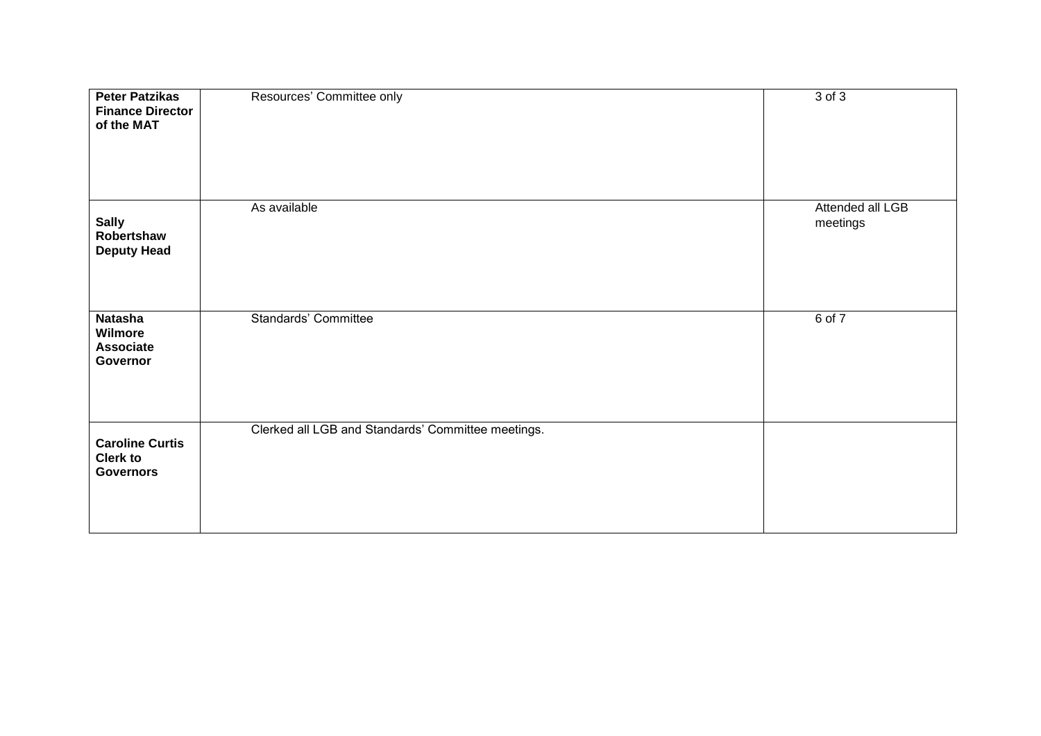| | | |
|---|---|---|
| **Peter Patzikas Finance Director of the MAT** | Resources' Committee only | 3 of 3 |
| **Sally Robertshaw Deputy Head** | As available | Attended all LGB meetings |
| **Natasha Wilmore Associate Governor** | Standards' Committee | 6 of 7 |
| **Caroline Curtis Clerk to Governors** | Clerked all LGB and Standards' Committee meetings. | |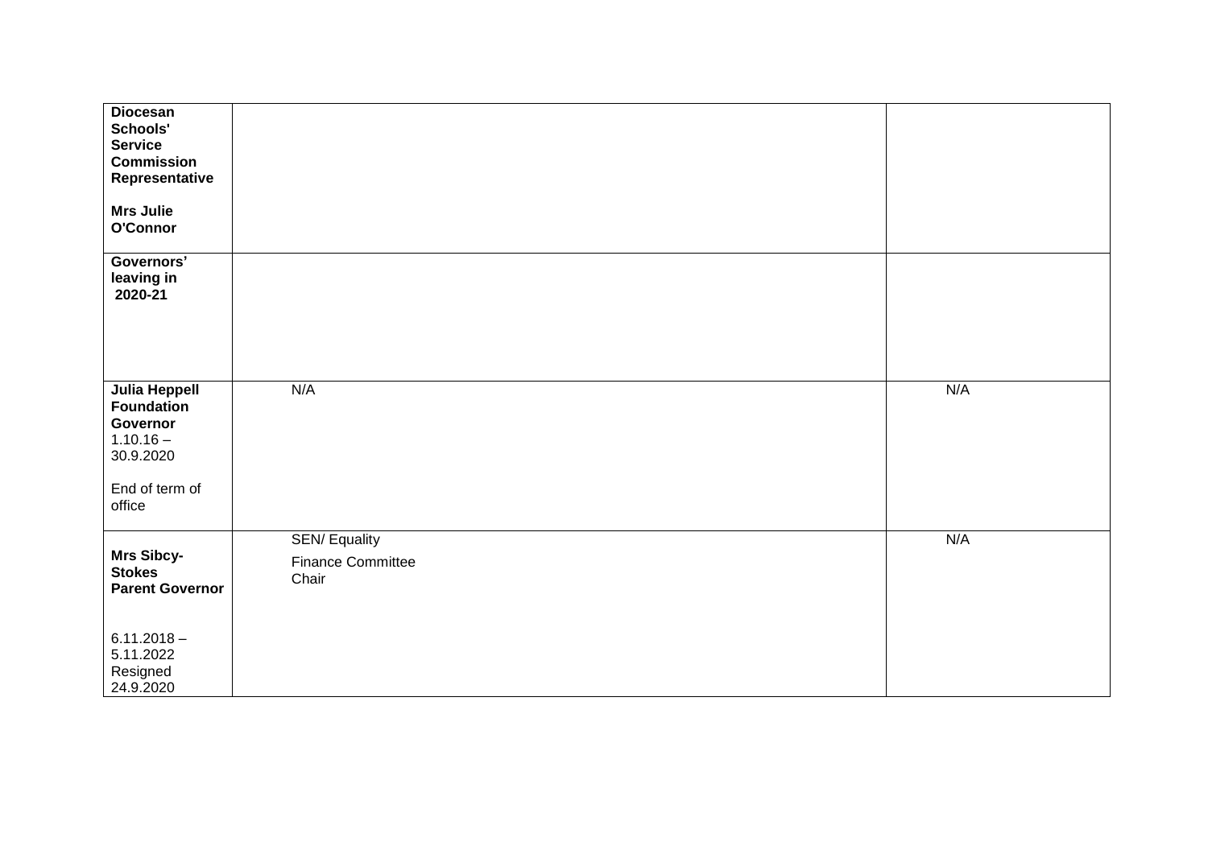| | | |
|---|---|---|
| **Diocesan Schools' Service Commission Representative**<br><br>**Mrs Julie O'Connor** | | |
| **Governors' leaving in 2020-21** | | |
| **Julia Heppell Foundation Governor**<br>1.10.16 – 30.9.2020<br><br>End of term of office | N/A | N/A |
| **Mrs Sibcy-Stokes Parent Governor**<br><br>6.11.2018 – 5.11.2022<br>Resigned 24.9.2020 | SEN/ Equality<br>Finance Committee Chair | N/A |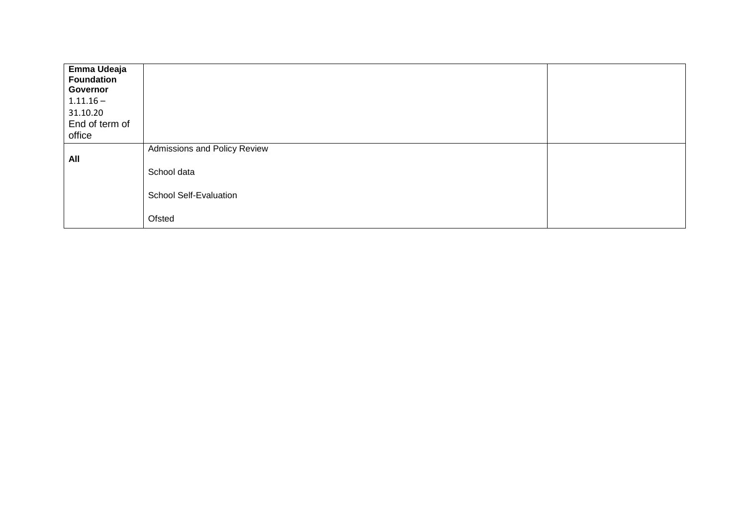| | | |
|---|---|---|
| **Emma Udeaja Foundation Governor** 1.11.16 – 31.10.20 End of term of office | | |
| **All** | Admissions and Policy Review<br><br>School data<br><br>School Self-Evaluation<br><br>Ofsted | |